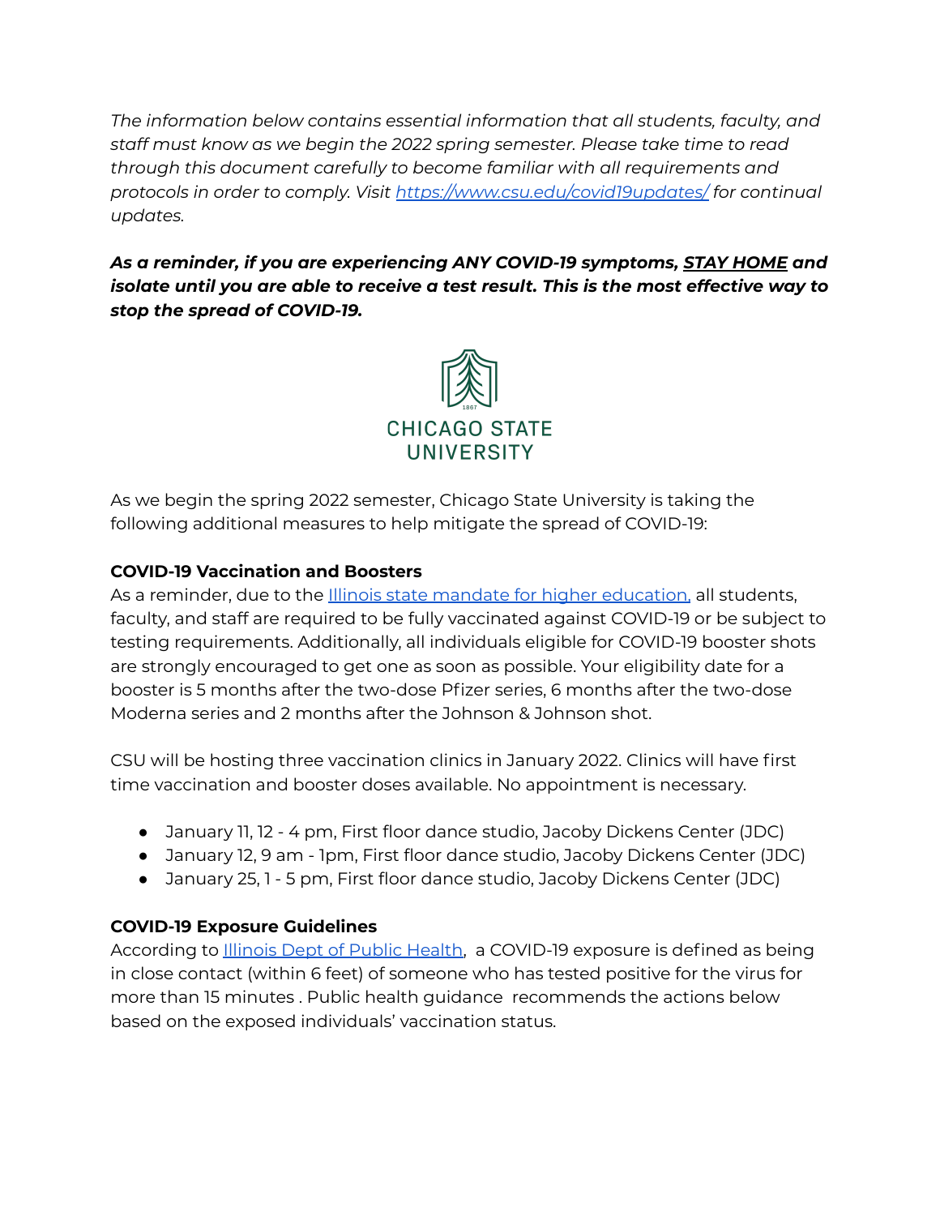*The information below contains essential information that all students, faculty, and staff must know as we begin the 2022 spring semester. Please take time to read through this document carefully to become familiar with all requirements and protocols in order to comply. Visit [https://www.csu.edu/covid19updates/](https://www.csu.edu/covid19updates/) for continual updates.*

***As a reminder, if you are experiencing ANY COVID-19 symptoms, STAY HOME and isolate until you are able to receive a test result. This is the most effective way to stop the spread of COVID-19.***

CHICAGO STATE UNIVERSITY

As we begin the spring 2022 semester, Chicago State University is taking the following additional measures to help mitigate the spread of COVID-19:

**COVID-19 Vaccination and Boosters**

As a reminder, due to the [Illinois state mandate for higher education,](#) all students, faculty, and staff are required to be fully vaccinated against COVID-19 or be subject to testing requirements. Additionally, all individuals eligible for COVID-19 booster shots are strongly encouraged to get one as soon as possible. Your eligibility date for a booster is 5 months after the two-dose Pfizer series, 6 months after the two-dose Moderna series and 2 months after the Johnson & Johnson shot.

CSU will be hosting three vaccination clinics in January 2022. Clinics will have first time vaccination and booster doses available. No appointment is necessary.

- January 11, 12 - 4 pm, First floor dance studio, Jacoby Dickens Center (JDC)
- January 12, 9 am - 1pm, First floor dance studio, Jacoby Dickens Center (JDC)
- January 25, 1 - 5 pm, First floor dance studio, Jacoby Dickens Center (JDC)

**COVID-19 Exposure Guidelines**

According to [Illinois Dept of Public Health](#), a COVID-19 exposure is defined as being in close contact (within 6 feet) of someone who has tested positive for the virus for more than 15 minutes . Public health guidance recommends the actions below based on the exposed individuals' vaccination status.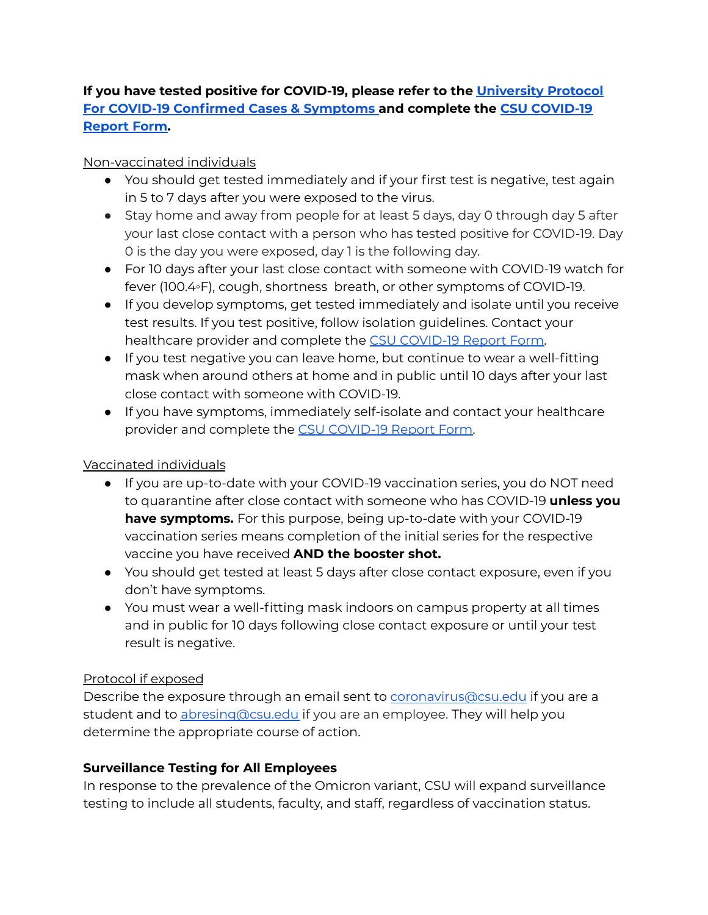**If you have tested positive for COVID-19, please refer to the [University Protocol For COVID-19 Confirmed Cases & Symptoms](#) and complete the [CSU COVID-19 Report Form](#).**

<u>Non-vaccinated individuals</u>

- You should get tested immediately and if your first test is negative, test again in 5 to 7 days after you were exposed to the virus.
- Stay home and away from people for at least 5 days, day 0 through day 5 after your last close contact with a person who has tested positive for COVID-19. Day 0 is the day you were exposed, day 1 is the following day.
- For 10 days after your last close contact with someone with COVID-19 watch for fever (100.4◦F), cough, shortness breath, or other symptoms of COVID-19.
- If you develop symptoms, get tested immediately and isolate until you receive test results. If you test positive, follow isolation guidelines. Contact your healthcare provider and complete the [CSU COVID-19 Report Form](#).
- If you test negative you can leave home, but continue to wear a well-fitting mask when around others at home and in public until 10 days after your last close contact with someone with COVID-19.
- If you have symptoms, immediately self-isolate and contact your healthcare provider and complete the [CSU COVID-19 Report Form](#).

<u>Vaccinated individuals</u>

- If you are up-to-date with your COVID-19 vaccination series, you do NOT need to quarantine after close contact with someone who has COVID-19 **unless you have symptoms.** For this purpose, being up-to-date with your COVID-19 vaccination series means completion of the initial series for the respective vaccine you have received **AND the booster shot.**
- You should get tested at least 5 days after close contact exposure, even if you don't have symptoms.
- You must wear a well-fitting mask indoors on campus property at all times and in public for 10 days following close contact exposure or until your test result is negative.

<u>Protocol if exposed</u>

Describe the exposure through an email sent to [coronavirus@csu.edu](mailto:coronavirus@csu.edu) if you are a student and to [abresing@csu.edu](mailto:abresing@csu.edu) if you are an employee. They will help you determine the appropriate course of action.

**Surveillance Testing for All Employees**

In response to the prevalence of the Omicron variant, CSU will expand surveillance testing to include all students, faculty, and staff, regardless of vaccination status.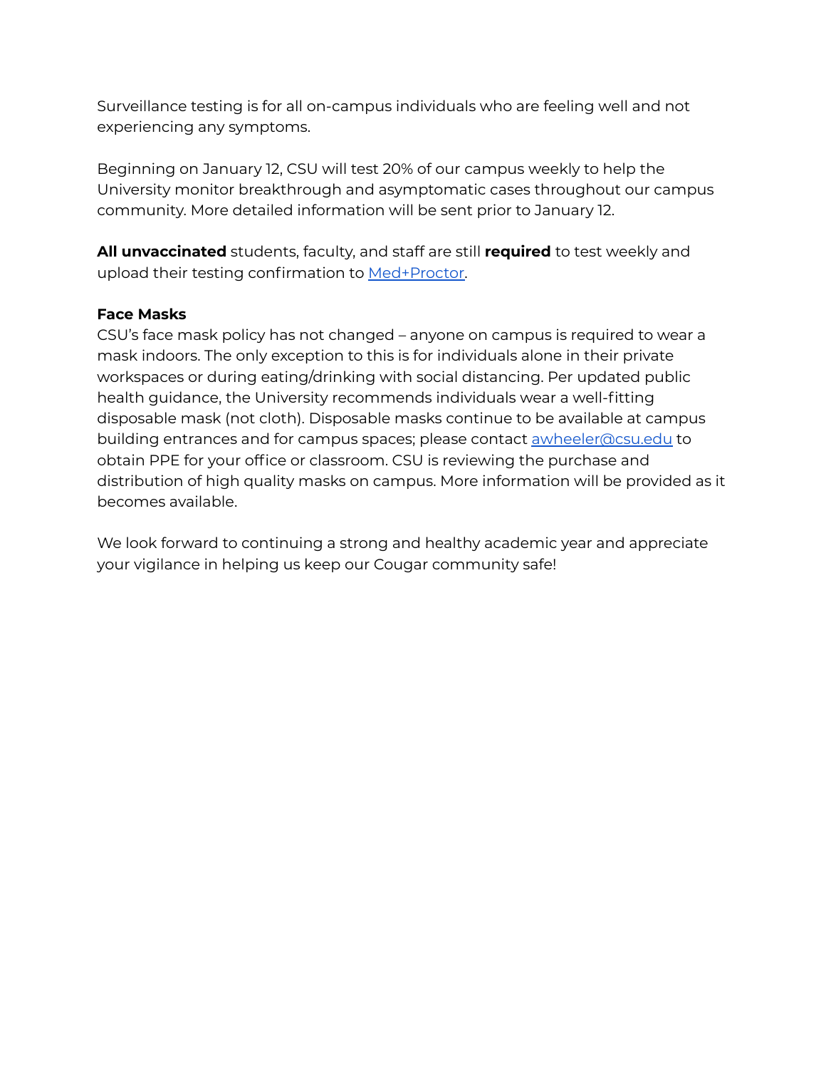Surveillance testing is for all on-campus individuals who are feeling well and not experiencing any symptoms.

Beginning on January 12, CSU will test 20% of our campus weekly to help the University monitor breakthrough and asymptomatic cases throughout our campus community. More detailed information will be sent prior to January 12.

**All unvaccinated** students, faculty, and staff are still **required** to test weekly and upload their testing confirmation to [Med+Proctor](Med+Proctor).

**Face Masks**
CSU's face mask policy has not changed – anyone on campus is required to wear a mask indoors. The only exception to this is for individuals alone in their private workspaces or during eating/drinking with social distancing. Per updated public health guidance, the University recommends individuals wear a well-fitting disposable mask (not cloth). Disposable masks continue to be available at campus building entrances and for campus spaces; please contact [awheeler@csu.edu](mailto:awheeler@csu.edu) to obtain PPE for your office or classroom. CSU is reviewing the purchase and distribution of high quality masks on campus. More information will be provided as it becomes available.

We look forward to continuing a strong and healthy academic year and appreciate your vigilance in helping us keep our Cougar community safe!